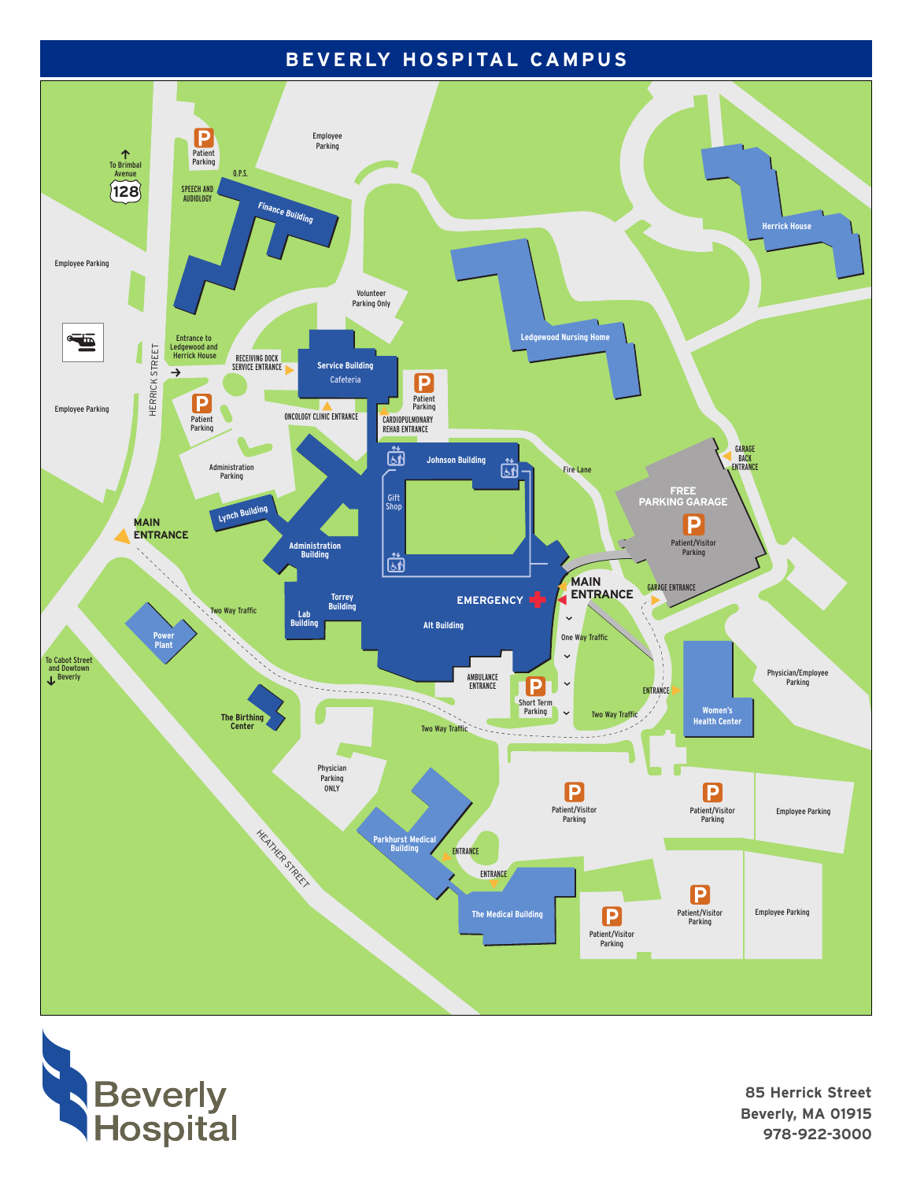# BEVERLY HOSPITAL CAMPUS

Patient Parking

Employee Parking

To Brimbal Avenue

128

O.P.S.

SPEECH AND AUDIOLOGY

Finance Building

Employee Parking

Volunteer Parking Only

Herrick House

Ledgewood Nursing Home

Entrance to Ledgewood and Herrick House

RECEIVING DOCK SERVICE ENTRANCE

Service Building

Cafeteria

HERRICK STREET

Employee Parking

Patient Parking

Patient Parking

ONCOLOGY CLINIC ENTRANCE

CARDIOPULMONARY REHAB ENTRANCE

Johnson Building

Administration Parking

Gift Shop

Fire Lane

GARAGE BACK ENTRANCE

FREE PARKING GARAGE

Patient/Visitor Parking

Lynch Building

MAIN ENTRANCE

Administration Building

MAIN ENTRANCE

GARAGE ENTRANCE

Torrey Building

EMERGENCY

Two Way Traffic

Lab Building

Alt Building

One Way Traffic

Power Plant

To Cabot Street and Dowtown Beverly

AMBULANCE ENTRANCE

Short Term Parking

ENTRANCE

Physician/Employee Parking

Two Way Traffic

Women's Health Center

The Birthing Center

Two Way Traffic

Physician Parking ONLY

Patient/Visitor Parking

Patient/Visitor Parking

Employee Parking

HEATHER STREET

Parkhurst Medical Building

ENTRANCE

ENTRANCE

The Medical Building

Patient/Visitor Parking

Patient/Visitor Parking

Employee Parking

Beverly Hospital

85 Herrick Street
Beverly, MA 01915
978-922-3000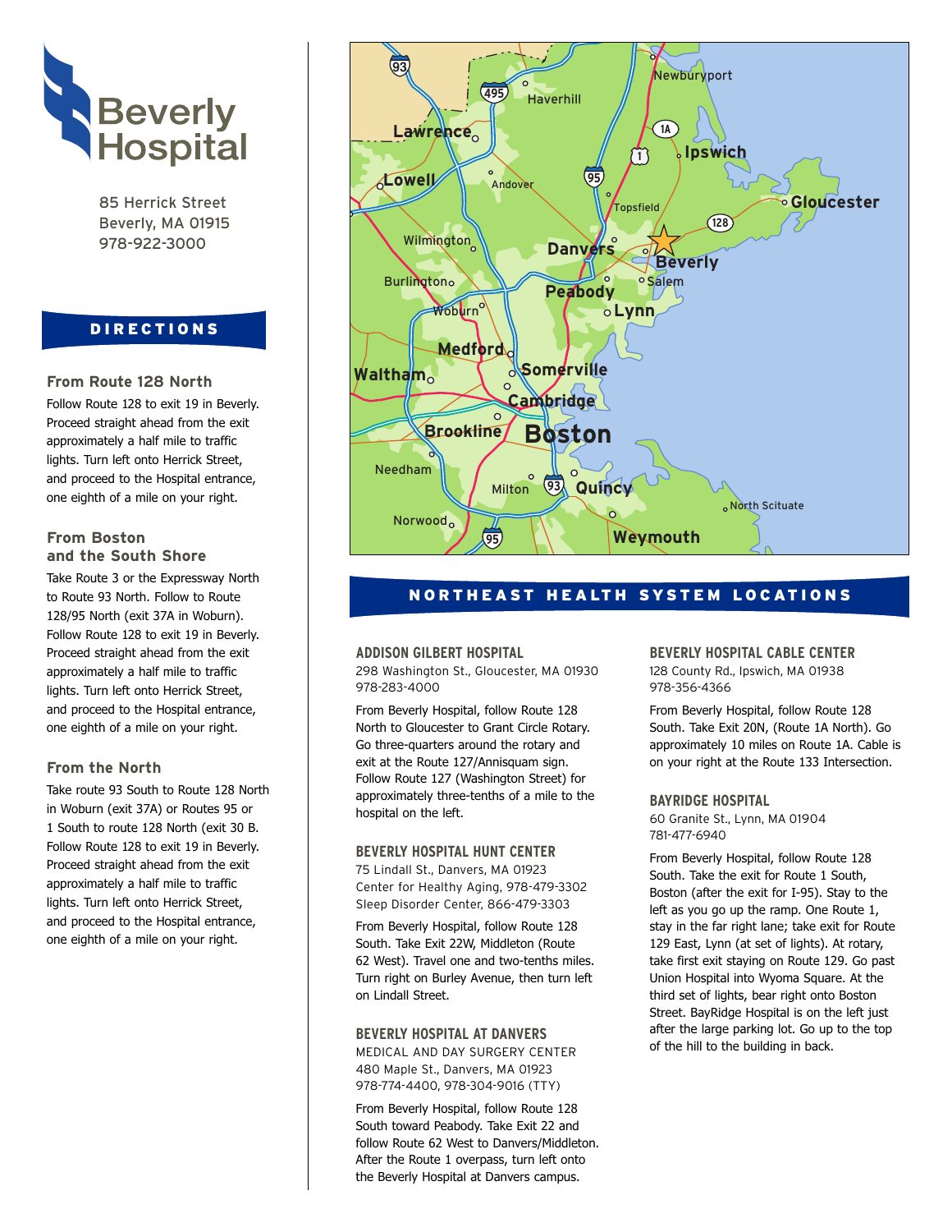# Beverly Hospital

85 Herrick Street
Beverly, MA 01915
978-922-3000

## DIRECTIONS

### From Route 128 North

Follow Route 128 to exit 19 in Beverly. Proceed straight ahead from the exit approximately a half mile to traffic lights. Turn left onto Herrick Street, and proceed to the Hospital entrance, one eighth of a mile on your right.

### From Boston and the South Shore

Take Route 3 or the Expressway North to Route 93 North. Follow to Route 128/95 North (exit 37A in Woburn). Follow Route 128 to exit 19 in Beverly. Proceed straight ahead from the exit approximately a half mile to traffic lights. Turn left onto Herrick Street, and proceed to the Hospital entrance, one eighth of a mile on your right.

### From the North

Take route 93 South to Route 128 North in Woburn (exit 37A) or Routes 95 or 1 South to route 128 North (exit 30 B. Follow Route 128 to exit 19 in Beverly. Proceed straight ahead from the exit approximately a half mile to traffic lights. Turn left onto Herrick Street, and proceed to the Hospital entrance, one eighth of a mile on your right.

93
495
Haverhill
Newburyport
1A
Lawrence
1
Ipswich
Lowell
Andover
95
Gloucester
Topsfield
128
Wilmington
Danvers
Beverly
Burlington
Salem
Peabody
Woburn
Lynn
Medford
Waltham
Somerville
Cambridge
Brookline
Boston
Needham
Milton
93
Quincy
North Scituate
Norwood
95
Weymouth

## NORTHEAST HEALTH SYSTEM LOCATIONS

### ADDISON GILBERT HOSPITAL

298 Washington St., Gloucester, MA 01930
978-283-4000

From Beverly Hospital, follow Route 128 North to Gloucester to Grant Circle Rotary. Go three-quarters around the rotary and exit at the Route 127/Annisquam sign. Follow Route 127 (Washington Street) for approximately three-tenths of a mile to the hospital on the left.

### BEVERLY HOSPITAL HUNT CENTER

75 Lindall St., Danvers, MA 01923
Center for Healthy Aging, 978-479-3302
Sleep Disorder Center, 866-479-3303

From Beverly Hospital, follow Route 128 South. Take Exit 22W, Middleton (Route 62 West). Travel one and two-tenths miles. Turn right on Burley Avenue, then turn left on Lindall Street.

### BEVERLY HOSPITAL AT DANVERS

MEDICAL AND DAY SURGERY CENTER
480 Maple St., Danvers, MA 01923
978-774-4400, 978-304-9016 (TTY)

From Beverly Hospital, follow Route 128 South toward Peabody. Take Exit 22 and follow Route 62 West to Danvers/Middleton. After the Route 1 overpass, turn left onto the Beverly Hospital at Danvers campus.

### BEVERLY HOSPITAL CABLE CENTER

128 County Rd., Ipswich, MA 01938
978-356-4366

From Beverly Hospital, follow Route 128 South. Take Exit 20N, (Route 1A North). Go approximately 10 miles on Route 1A. Cable is on your right at the Route 133 Intersection.

### BAYRIDGE HOSPITAL

60 Granite St., Lynn, MA 01904
781-477-6940

From Beverly Hospital, follow Route 128 South. Take the exit for Route 1 South, Boston (after the exit for I-95). Stay to the left as you go up the ramp. One Route 1, stay in the far right lane; take exit for Route 129 East, Lynn (at set of lights). At rotary, take first exit staying on Route 129. Go past Union Hospital into Wyoma Square. At the third set of lights, bear right onto Boston Street. BayRidge Hospital is on the left just after the large parking lot. Go up to the top of the hill to the building in back.